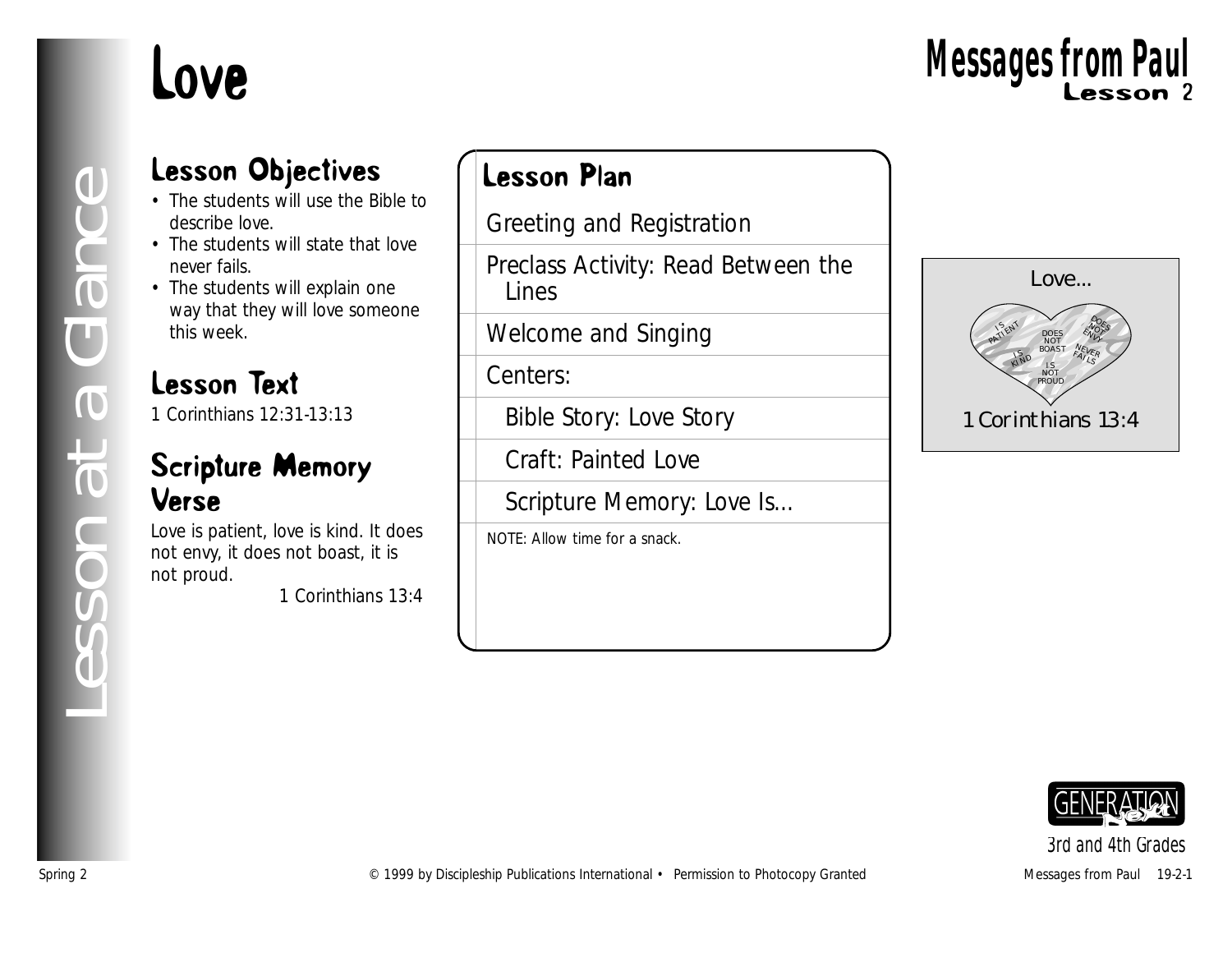# Love

## Messages from Paul
Lesson 2

Lesson at a Glance

## Lesson Objectives

- The students will use the Bible to describe love.
- The students will state that love never fails.
- The students will explain one way that they will love someone this week.

## Lesson Text

1 Corinthians 12:31-13:13

## Scripture Memory Verse

Love is patient, love is kind. It does not envy, it does not boast, it is not proud.

1 Corinthians 13:4

## Lesson Plan

- Greeting and Registration
- Preclass Activity: Read Between the Lines
- Welcome and Singing
- Centers:
  - Bible Story: Love Story
  - Craft: Painted Love
  - Scripture Memory: Love Is...

NOTE: Allow time for a snack.

Love...

IS PATIENT · DOES NOT BOAST · DOES NOT ENVY · IS KIND · NEVER FAILS · IS NOT PROUD

1 Corinthians 13:4

GENERATION Next

3rd and 4th Grades

Spring 2 © 1999 by Discipleship Publications International • Permission to Photocopy Granted Messages from Paul 19-2-1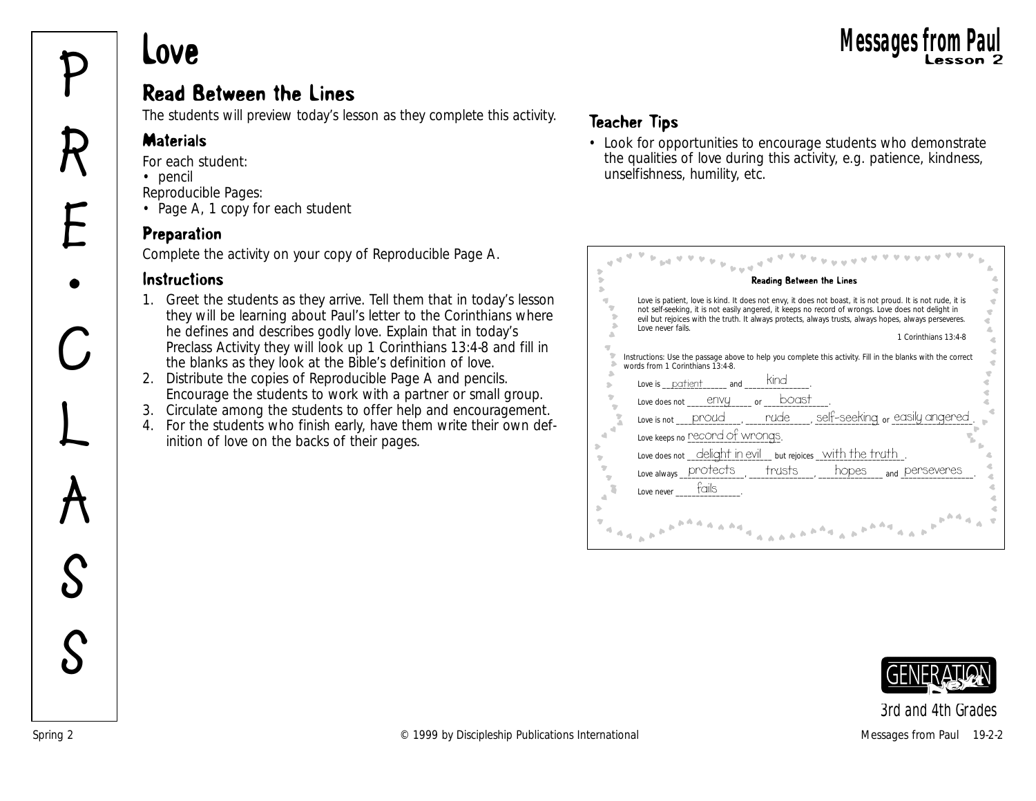# Love

## Read Between the Lines

The students will preview today's lesson as they complete this activity.

### Materials

For each student:
- pencil

Reproducible Pages:
- Page A, 1 copy for each student

### Preparation

Complete the activity on your copy of Reproducible Page A.

### Instructions

1. Greet the students as they arrive. Tell them that in today's lesson they will be learning about Paul's letter to the Corinthians where he defines and describes godly love. Explain that in today's Preclass Activity they will look up 1 Corinthians 13:4-8 and fill in the blanks as they look at the Bible's definition of love.
2. Distribute the copies of Reproducible Page A and pencils. Encourage the students to work with a partner or small group.
3. Circulate among the students to offer help and encouragement.
4. For the students who finish early, have them write their own definition of love on the backs of their pages.

### Teacher Tips

- Look for opportunities to encourage students who demonstrate the qualities of love during this activity, e.g. patience, kindness, unselfishness, humility, etc.

**Reading Between the Lines**

Love is patient, love is kind. It does not envy, it does not boast, it is not proud. It is not rude, it is not self-seeking, it is not easily angered, it keeps no record of wrongs. Love does not delight in evil but rejoices with the truth. It always protects, always trusts, always hopes, always perseveres. Love never fails.

1 Corinthians 13:4-8

Instructions: Use the passage above to help you complete this activity. Fill in the blanks with the correct words from 1 Corinthians 13:4-8.

Love is __patient__ and __kind__.

Love does not __envy__ or __boast__.

Love is not __proud__, __rude__, __self-seeking__ or __easily angered__.

Love keeps no __record of wrongs__.

Love does not __delight in evil__ but rejoices __with the truth__.

Love always __protects__, __trusts__, __hopes__ and __perseveres__.

Love never __fails__.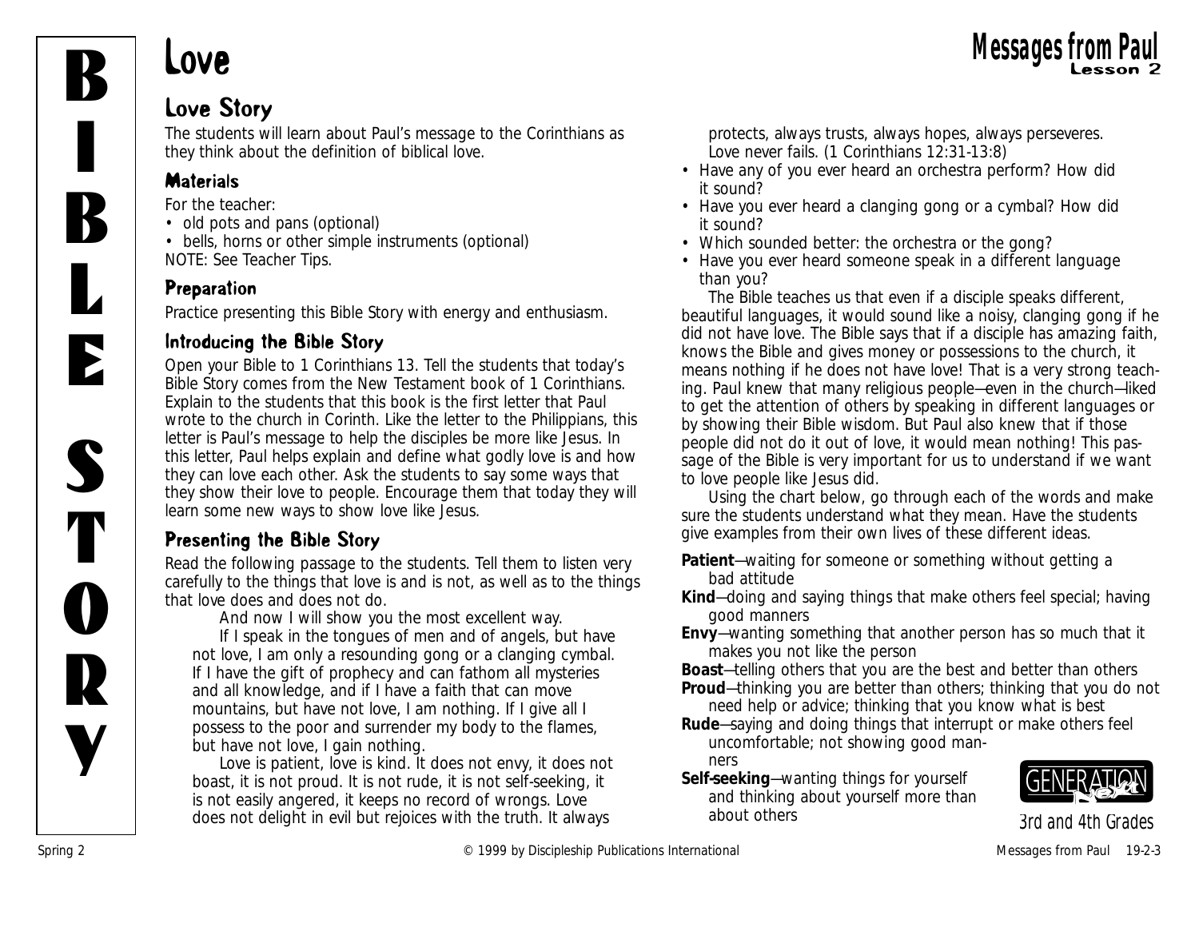# Love

## Love Story

The students will learn about Paul's message to the Corinthians as they think about the definition of biblical love.

### Materials

For the teacher:

- old pots and pans (optional)
- bells, horns or other simple instruments (optional)

NOTE: See Teacher Tips.

### Preparation

Practice presenting this Bible Story with energy and enthusiasm.

### Introducing the Bible Story

Open your Bible to 1 Corinthians 13. Tell the students that today's Bible Story comes from the New Testament book of 1 Corinthians. Explain to the students that this book is the first letter that Paul wrote to the church in Corinth. Like the letter to the Philippians, this letter is Paul's message to help the disciples be more like Jesus. In this letter, Paul helps explain and define what godly love is and how they can love each other. Ask the students to say some ways that they show their love to people. Encourage them that today they will learn some new ways to show love like Jesus.

### Presenting the Bible Story

Read the following passage to the students. Tell them to listen very carefully to the things that love is and is not, as well as to the things that love does and does not do.

> And now I will show you the most excellent way.
>
> If I speak in the tongues of men and of angels, but have not love, I am only a resounding gong or a clanging cymbal. If I have the gift of prophecy and can fathom all mysteries and all knowledge, and if I have a faith that can move mountains, but have not love, I am nothing. If I give all I possess to the poor and surrender my body to the flames, but have not love, I gain nothing.
>
> Love is patient, love is kind. It does not envy, it does not boast, it is not proud. It is not rude, it is not self-seeking, it is not easily angered, it keeps no record of wrongs. Love does not delight in evil but rejoices with the truth. It always protects, always trusts, always hopes, always perseveres. Love never fails. (1 Corinthians 12:31-13:8)

- Have any of you ever heard an orchestra perform? How did it sound?
- Have you ever heard a clanging gong or a cymbal? How did it sound?
- Which sounded better: the orchestra or the gong?
- Have you ever heard someone speak in a different language than you?

The Bible teaches us that even if a disciple speaks different, beautiful languages, it would sound like a noisy, clanging gong if he did not have love. The Bible says that if a disciple has amazing faith, knows the Bible and gives money or possessions to the church, it means nothing if he does not have love! That is a very strong teaching. Paul knew that many religious people—even in the church—liked to get the attention of others by speaking in different languages or by showing their Bible wisdom. But Paul also knew that if those people did not do it out of love, it would mean nothing! This passage of the Bible is very important for us to understand if we want to love people like Jesus did.

Using the chart below, go through each of the words and make sure the students understand what they mean. Have the students give examples from their own lives of these different ideas.

**Patient**—waiting for someone or something without getting a bad attitude

**Kind**—doing and saying things that make others feel special; having good manners

**Envy**—wanting something that another person has so much that it makes you not like the person

**Boast**—telling others that you are the best and better than others

**Proud**—thinking you are better than others; thinking that you do not need help or advice; thinking that you know what is best

**Rude**—saying and doing things that interrupt or make others feel uncomfortable; not showing good manners

**Self-seeking**—wanting things for yourself and thinking about yourself more than about others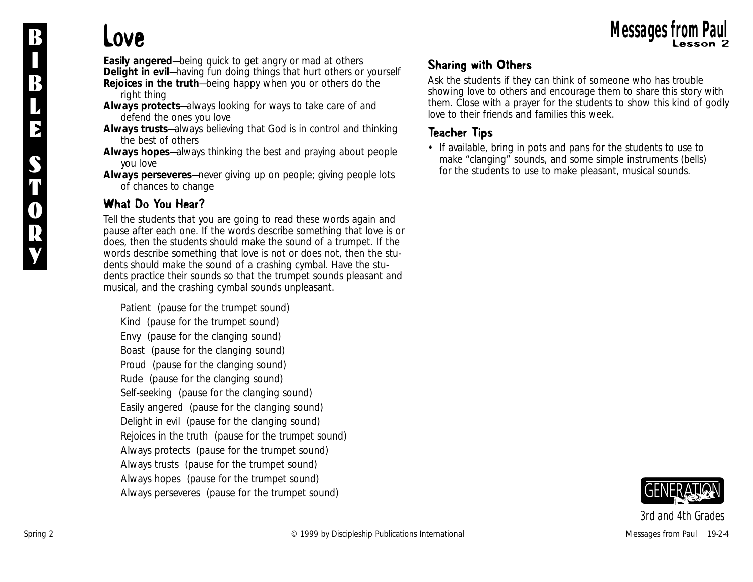# Love

**Easily angered**—being quick to get angry or mad at others
**Delight in evil**—having fun doing things that hurt others or yourself
**Rejoices in the truth**—being happy when you or others do the right thing
**Always protects**—always looking for ways to take care of and defend the ones you love
**Always trusts**—always believing that God is in control and thinking the best of others
**Always hopes**—always thinking the best and praying about people you love
**Always perseveres**—never giving up on people; giving people lots of chances to change

## What Do You Hear?

Tell the students that you are going to read these words again and pause after each one. If the words describe something that love is or does, then the students should make the sound of a trumpet. If the words describe something that love is not or does not, then the students should make the sound of a crashing cymbal. Have the students practice their sounds so that the trumpet sounds pleasant and musical, and the crashing cymbal sounds unpleasant.

Patient (pause for the trumpet sound)
Kind (pause for the trumpet sound)
Envy (pause for the clanging sound)
Boast (pause for the clanging sound)
Proud (pause for the clanging sound)
Rude (pause for the clanging sound)
Self-seeking (pause for the clanging sound)
Easily angered (pause for the clanging sound)
Delight in evil (pause for the clanging sound)
Rejoices in the truth (pause for the trumpet sound)
Always protects (pause for the trumpet sound)
Always trusts (pause for the trumpet sound)
Always hopes (pause for the trumpet sound)
Always perseveres (pause for the trumpet sound)

## Sharing with Others

Ask the students if they can think of someone who has trouble showing love to others and encourage them to share this story with them. Close with a prayer for the students to show this kind of godly love to their friends and families this week.

## Teacher Tips

- If available, bring in pots and pans for the students to use to make "clanging" sounds, and some simple instruments (bells) for the students to use to make pleasant, musical sounds.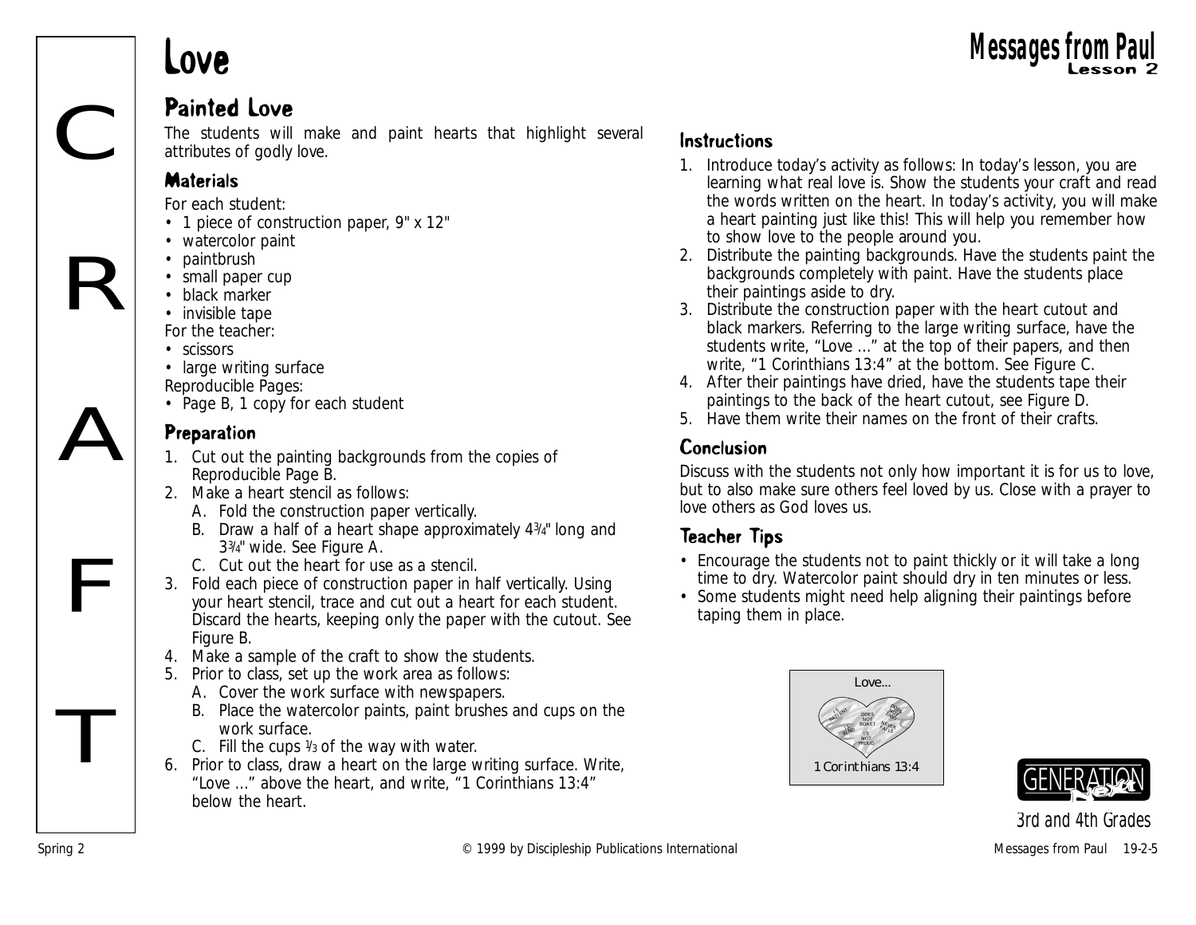# Love

## Painted Love

The students will make and paint hearts that highlight several attributes of godly love.

### Materials

For each student:

- 1 piece of construction paper, 9" x 12"
- watercolor paint
- paintbrush
- small paper cup
- black marker
- invisible tape

For the teacher:

- scissors
- large writing surface

Reproducible Pages:

- Page B, 1 copy for each student

### Preparation

1. Cut out the painting backgrounds from the copies of Reproducible Page B.
2. Make a heart stencil as follows:
   A. Fold the construction paper vertically.
   B. Draw a half of a heart shape approximately 4¾" long and 3¾" wide. See Figure A.
   C. Cut out the heart for use as a stencil.
3. Fold each piece of construction paper in half vertically. Using your heart stencil, trace and cut out a heart for each student. Discard the hearts, keeping only the paper with the cutout. See Figure B.
4. Make a sample of the craft to show the students.
5. Prior to class, set up the work area as follows:
   A. Cover the work surface with newspapers.
   B. Place the watercolor paints, paint brushes and cups on the work surface.
   C. Fill the cups ⅓ of the way with water.
6. Prior to class, draw a heart on the large writing surface. Write, "Love …" above the heart, and write, "1 Corinthians 13:4" below the heart.

### Instructions

1. Introduce today's activity as follows: In today's lesson, you are learning what real love is. Show the students your craft and read the words written on the heart. In today's activity, you will make a heart painting just like this! This will help you remember how to show love to the people around you.
2. Distribute the painting backgrounds. Have the students paint the backgrounds completely with paint. Have the students place their paintings aside to dry.
3. Distribute the construction paper with the heart cutout and black markers. Referring to the large writing surface, have the students write, "Love …" at the top of their papers, and then write, "1 Corinthians 13:4" at the bottom. See Figure C.
4. After their paintings have dried, have the students tape their paintings to the back of the heart cutout, see Figure D.
5. Have them write their names on the front of their crafts.

### Conclusion

Discuss with the students not only how important it is for us to love, but to also make sure others feel loved by us. Close with a prayer to love others as God loves us.

### Teacher Tips

- Encourage the students not to paint thickly or it will take a long time to dry. Watercolor paint should dry in ten minutes or less.
- Some students might need help aligning their paintings before taping them in place.

Love…

IS PATIENT · DOES NOT BOAST · IS KIND · IS NOT PROUD · DOES NOT ENVY · NEVER FAILS

1 Corinthians 13:4

3rd and 4th Grades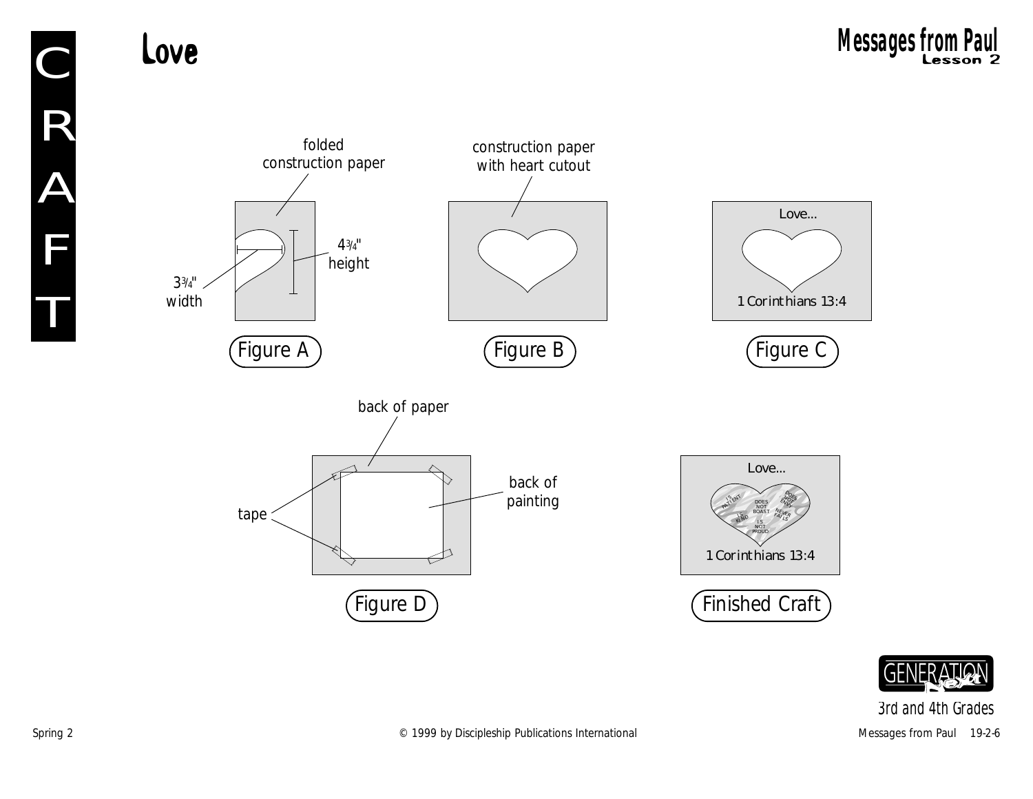# Love

folded construction paper

$3\frac{3}{4}$" width

$4\frac{3}{4}$" height

Figure A

construction paper with heart cutout

Figure B

Love...

1 Corinthians 13:4

Figure C

back of paper

tape

back of painting

Figure D

Love...

IS PATIENT

DOES NOT BOAST

DOES NOT ENVY

IS KIND

NEVER FAILS

IS NOT PROUD

1 Corinthians 13:4

Finished Craft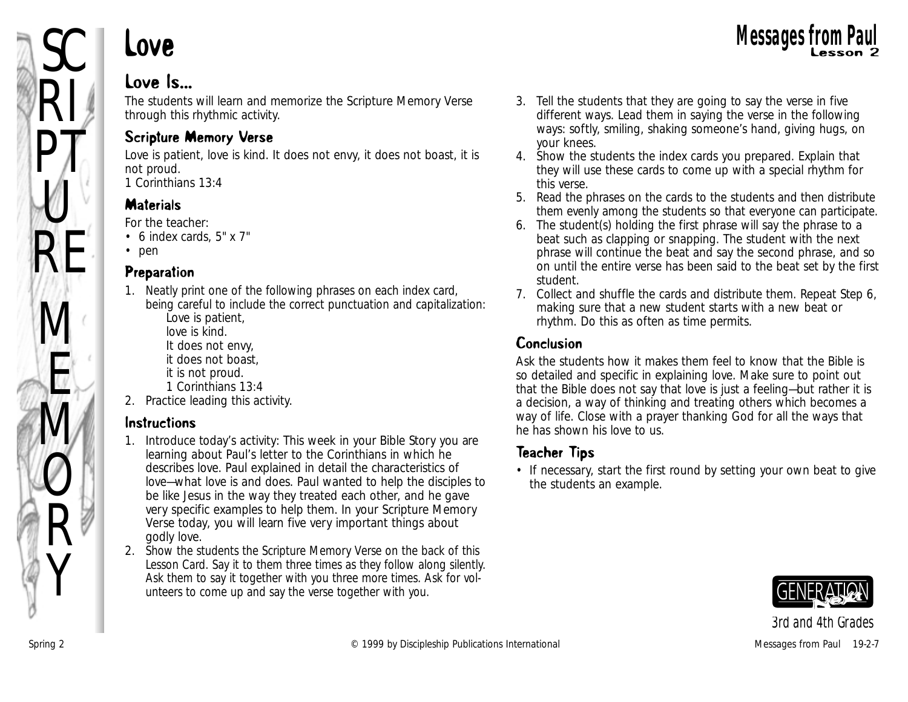# Love

## Love Is...

The students will learn and memorize the Scripture Memory Verse through this rhythmic activity.

### Scripture Memory Verse

Love is patient, love is kind. It does not envy, it does not boast, it is not proud.
1 Corinthians 13:4

### Materials

For the teacher:
- 6 index cards, 5" x 7"
- pen

### Preparation

1. Neatly print one of the following phrases on each index card, being careful to include the correct punctuation and capitalization:
   Love is patient,
   love is kind.
   It does not envy,
   it does not boast,
   it is not proud.
   1 Corinthians 13:4
2. Practice leading this activity.

### Instructions

1. Introduce today's activity: This week in your Bible Story you are learning about Paul's letter to the Corinthians in which he describes love. Paul explained in detail the characteristics of love—what love is and does. Paul wanted to help the disciples to be like Jesus in the way they treated each other, and he gave very specific examples to help them. In your Scripture Memory Verse today, you will learn five very important things about godly love.
2. Show the students the Scripture Memory Verse on the back of this Lesson Card. Say it to them three times as they follow along silently. Ask them to say it together with you three more times. Ask for volunteers to come up and say the verse together with you.
3. Tell the students that they are going to say the verse in five different ways. Lead them in saying the verse in the following ways: softly, smiling, shaking someone's hand, giving hugs, on your knees.
4. Show the students the index cards you prepared. Explain that they will use these cards to come up with a special rhythm for this verse.
5. Read the phrases on the cards to the students and then distribute them evenly among the students so that everyone can participate.
6. The student(s) holding the first phrase will say the phrase to a beat such as clapping or snapping. The student with the next phrase will continue the beat and say the second phrase, and so on until the entire verse has been said to the beat set by the first student.
7. Collect and shuffle the cards and distribute them. Repeat Step 6, making sure that a new student starts with a new beat or rhythm. Do this as often as time permits.

### Conclusion

Ask the students how it makes them feel to know that the Bible is so detailed and specific in explaining love. Make sure to point out that the Bible does not say that love is just a feeling—but rather it is a decision, a way of thinking and treating others which becomes a way of life. Close with a prayer thanking God for all the ways that he has shown his love to us.

### Teacher Tips

- If necessary, start the first round by setting your own beat to give the students an example.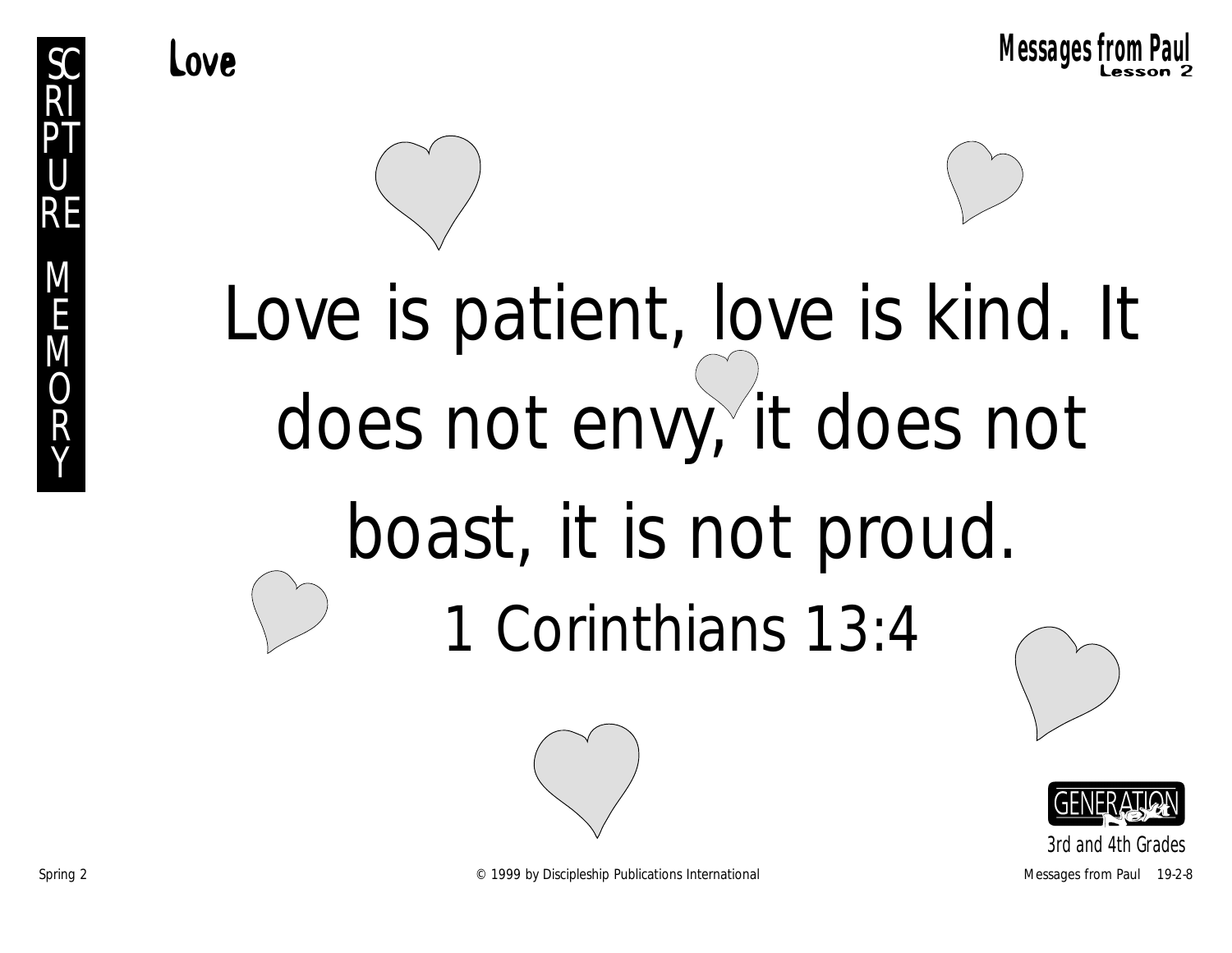SCRIPTURE MEMORY

# Love

**Messages from Paul**
**Lesson 2**

Love is patient, love is kind. It does not envy, it does not boast, it is not proud.

1 Corinthians 13:4

GENERATION Next
3rd and 4th Grades

Spring 2 © 1999 by Discipleship Publications International Messages from Paul 19-2-8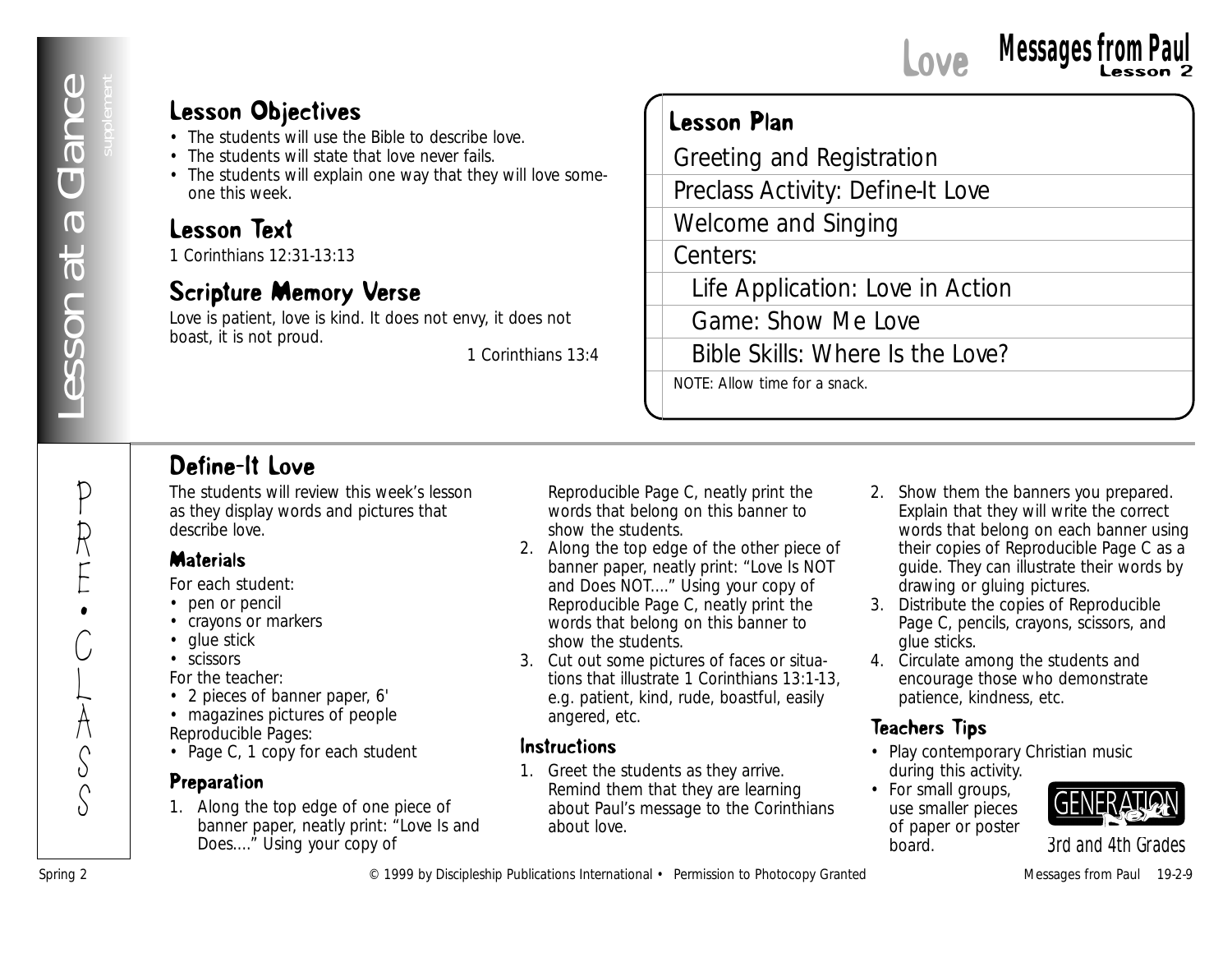# Love — Messages from Paul, Lesson 2

## Lesson at a Glance (supplement)

### Lesson Objectives

- The students will use the Bible to describe love.
- The students will state that love never fails.
- The students will explain one way that they will love someone this week.

### Lesson Text

1 Corinthians 12:31-13:13

### Scripture Memory Verse

Love is patient, love is kind. It does not envy, it does not boast, it is not proud.

1 Corinthians 13:4

### Lesson Plan

- Greeting and Registration
- Preclass Activity: Define-It Love
- Welcome and Singing
- Centers:
  - Life Application: Love in Action
  - Game: Show Me Love
  - Bible Skills: Where Is the Love?

NOTE: Allow time for a snack.

## PRE•CLASS

## Define-It Love

The students will review this week's lesson as they display words and pictures that describe love.

### Materials

For each student:
- pen or pencil
- crayons or markers
- glue stick
- scissors

For the teacher:
- 2 pieces of banner paper, 6'
- magazines pictures of people

Reproducible Pages:
- Page C, 1 copy for each student

### Preparation

1. Along the top edge of one piece of banner paper, neatly print: "Love Is and Does...." Using your copy of Reproducible Page C, neatly print the words that belong on this banner to show the students.
2. Along the top edge of the other piece of banner paper, neatly print: "Love Is NOT and Does NOT...." Using your copy of Reproducible Page C, neatly print the words that belong on this banner to show the students.
3. Cut out some pictures of faces or situations that illustrate 1 Corinthians 13:1-13, e.g. patient, kind, rude, boastful, easily angered, etc.

### Instructions

1. Greet the students as they arrive. Remind them that they are learning about Paul's message to the Corinthians about love.
2. Show them the banners you prepared. Explain that they will write the correct words that belong on each banner using their copies of Reproducible Page C as a guide. They can illustrate their words by drawing or gluing pictures.
3. Distribute the copies of Reproducible Page C, pencils, crayons, scissors, and glue sticks.
4. Circulate among the students and encourage those who demonstrate patience, kindness, etc.

### Teachers Tips

- Play contemporary Christian music during this activity.
- For small groups, use smaller pieces of paper or poster board.

GENERATION Next — 3rd and 4th Grades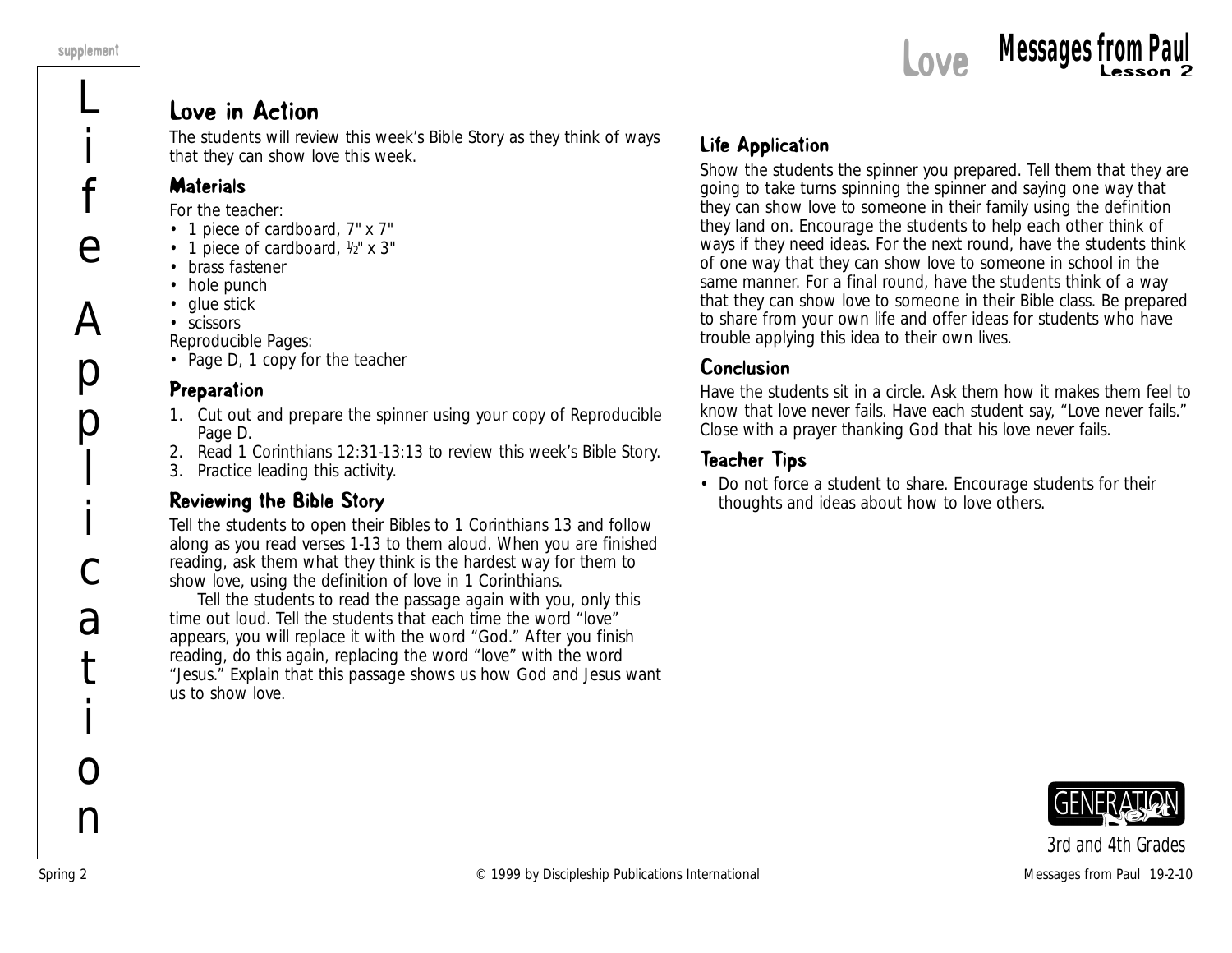# Love in Action

The students will review this week's Bible Story as they think of ways that they can show love this week.

## Materials

For the teacher:

- 1 piece of cardboard, 7" x 7"
- 1 piece of cardboard, ½" x 3"
- brass fastener
- hole punch
- glue stick
- scissors

Reproducible Pages:

- Page D, 1 copy for the teacher

## Preparation

1. Cut out and prepare the spinner using your copy of Reproducible Page D.
2. Read 1 Corinthians 12:31-13:13 to review this week's Bible Story.
3. Practice leading this activity.

## Reviewing the Bible Story

Tell the students to open their Bibles to 1 Corinthians 13 and follow along as you read verses 1-13 to them aloud. When you are finished reading, ask them what they think is the hardest way for them to show love, using the definition of love in 1 Corinthians.

Tell the students to read the passage again with you, only this time out loud. Tell the students that each time the word "love" appears, you will replace it with the word "God." After you finish reading, do this again, replacing the word "love" with the word "Jesus." Explain that this passage shows us how God and Jesus want us to show love.

## Life Application

Show the students the spinner you prepared. Tell them that they are going to take turns spinning the spinner and saying one way that they can show love to someone in their family using the definition they land on. Encourage the students to help each other think of ways if they need ideas. For the next round, have the students think of one way that they can show love to someone in school in the same manner. For a final round, have the students think of a way that they can show love to someone in their Bible class. Be prepared to share from your own life and offer ideas for students who have trouble applying this idea to their own lives.

## Conclusion

Have the students sit in a circle. Ask them how it makes them feel to know that love never fails. Have each student say, "Love never fails." Close with a prayer thanking God that his love never fails.

## Teacher Tips

- Do not force a student to share. Encourage students for their thoughts and ideas about how to love others.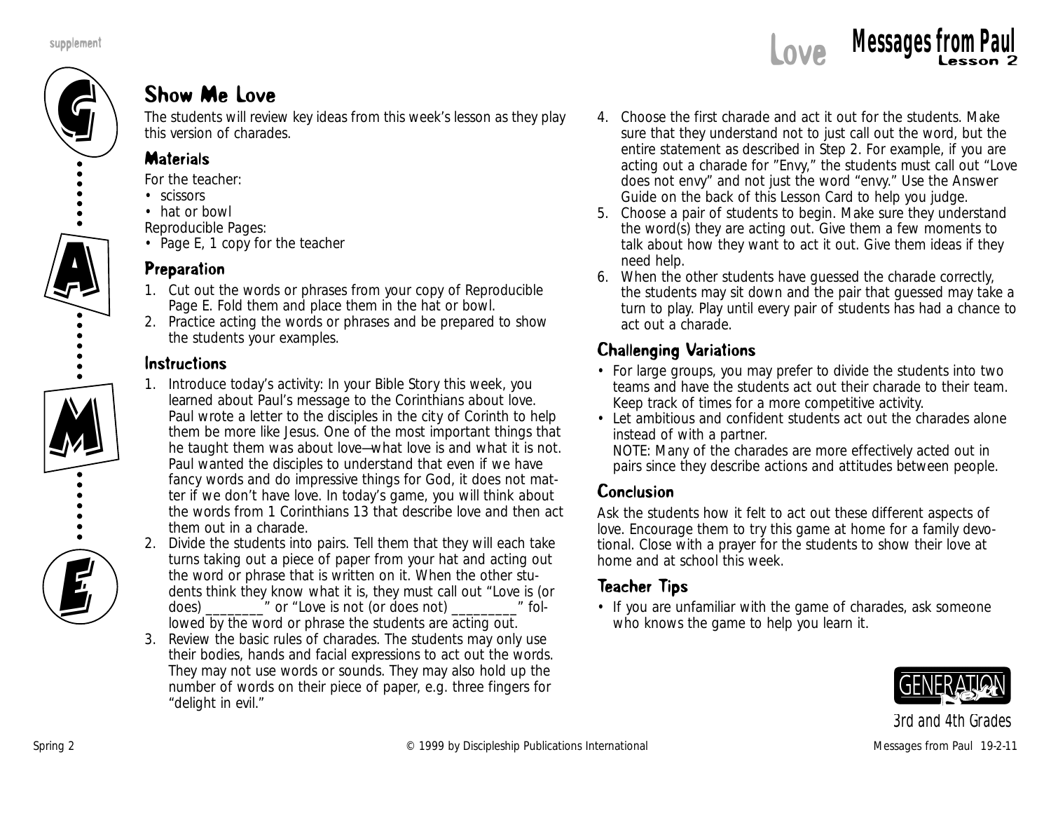# Love — Messages from Paul

Lesson 2

## Show Me Love

The students will review key ideas from this week's lesson as they play this version of charades.

### Materials

For the teacher:

- scissors
- hat or bowl

Reproducible Pages:

- Page E, 1 copy for the teacher

### Preparation

1. Cut out the words or phrases from your copy of Reproducible Page E. Fold them and place them in the hat or bowl.
2. Practice acting the words or phrases and be prepared to show the students your examples.

### Instructions

1. Introduce today's activity: In your Bible Story this week, you learned about Paul's message to the Corinthians about love. Paul wrote a letter to the disciples in the city of Corinth to help them be more like Jesus. One of the most important things that he taught them was about love—what love is and what it is not. Paul wanted the disciples to understand that even if we have fancy words and do impressive things for God, it does not matter if we don't have love. In today's game, you will think about the words from 1 Corinthians 13 that describe love and then act them out in a charade.
2. Divide the students into pairs. Tell them that they will each take turns taking out a piece of paper from your hat and acting out the word or phrase that is written on it. When the other students think they know what it is, they must call out "Love is (or does) ________" or "Love is not (or does not) _________" followed by the word or phrase the students are acting out.
3. Review the basic rules of charades. The students may only use their bodies, hands and facial expressions to act out the words. They may not use words or sounds. They may also hold up the number of words on their piece of paper, e.g. three fingers for "delight in evil."
4. Choose the first charade and act it out for the students. Make sure that they understand not to just call out the word, but the entire statement as described in Step 2. For example, if you are acting out a charade for "Envy," the students must call out "Love does not envy" and not just the word "envy." Use the Answer Guide on the back of this Lesson Card to help you judge.
5. Choose a pair of students to begin. Make sure they understand the word(s) they are acting out. Give them a few moments to talk about how they want to act it out. Give them ideas if they need help.
6. When the other students have guessed the charade correctly, the students may sit down and the pair that guessed may take a turn to play. Play until every pair of students has had a chance to act out a charade.

### Challenging Variations

- For large groups, you may prefer to divide the students into two teams and have the students act out their charade to their team. Keep track of times for a more competitive activity.
- Let ambitious and confident students act out the charades alone instead of with a partner.
  NOTE: Many of the charades are more effectively acted out in pairs since they describe actions and attitudes between people.

### Conclusion

Ask the students how it felt to act out these different aspects of love. Encourage them to try this game at home for a family devotional. Close with a prayer for the students to show their love at home and at school this week.

### Teacher Tips

- If you are unfamiliar with the game of charades, ask someone who knows the game to help you learn it.

3rd and 4th Grades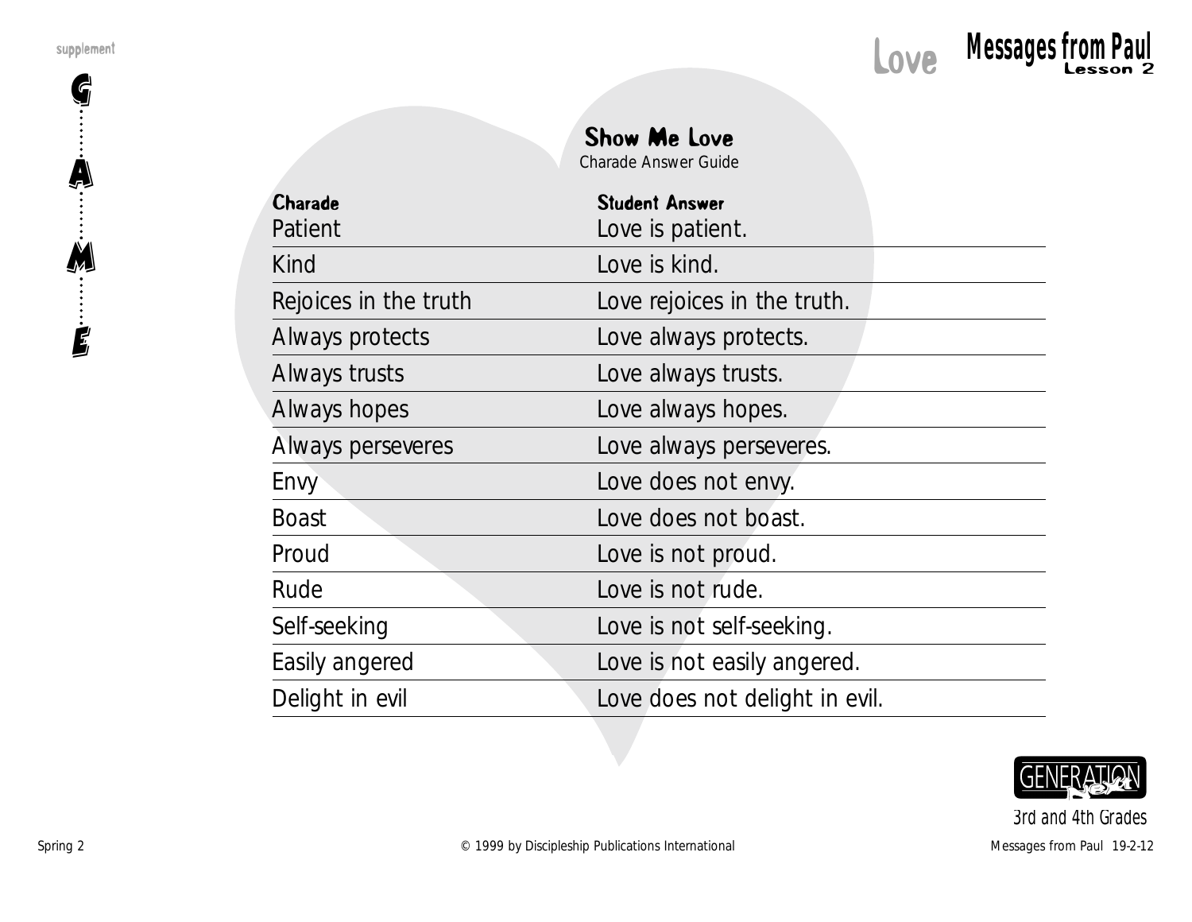## Show Me Love

Charade Answer Guide

| Charade | Student Answer |
| --- | --- |
| Patient | Love is patient. |
| Kind | Love is kind. |
| Rejoices in the truth | Love rejoices in the truth. |
| Always protects | Love always protects. |
| Always trusts | Love always trusts. |
| Always hopes | Love always hopes. |
| Always perseveres | Love always perseveres. |
| Envy | Love does not envy. |
| Boast | Love does not boast. |
| Proud | Love is not proud. |
| Rude | Love is not rude. |
| Self-seeking | Love is not self-seeking. |
| Easily angered | Love is not easily angered. |
| Delight in evil | Love does not delight in evil. |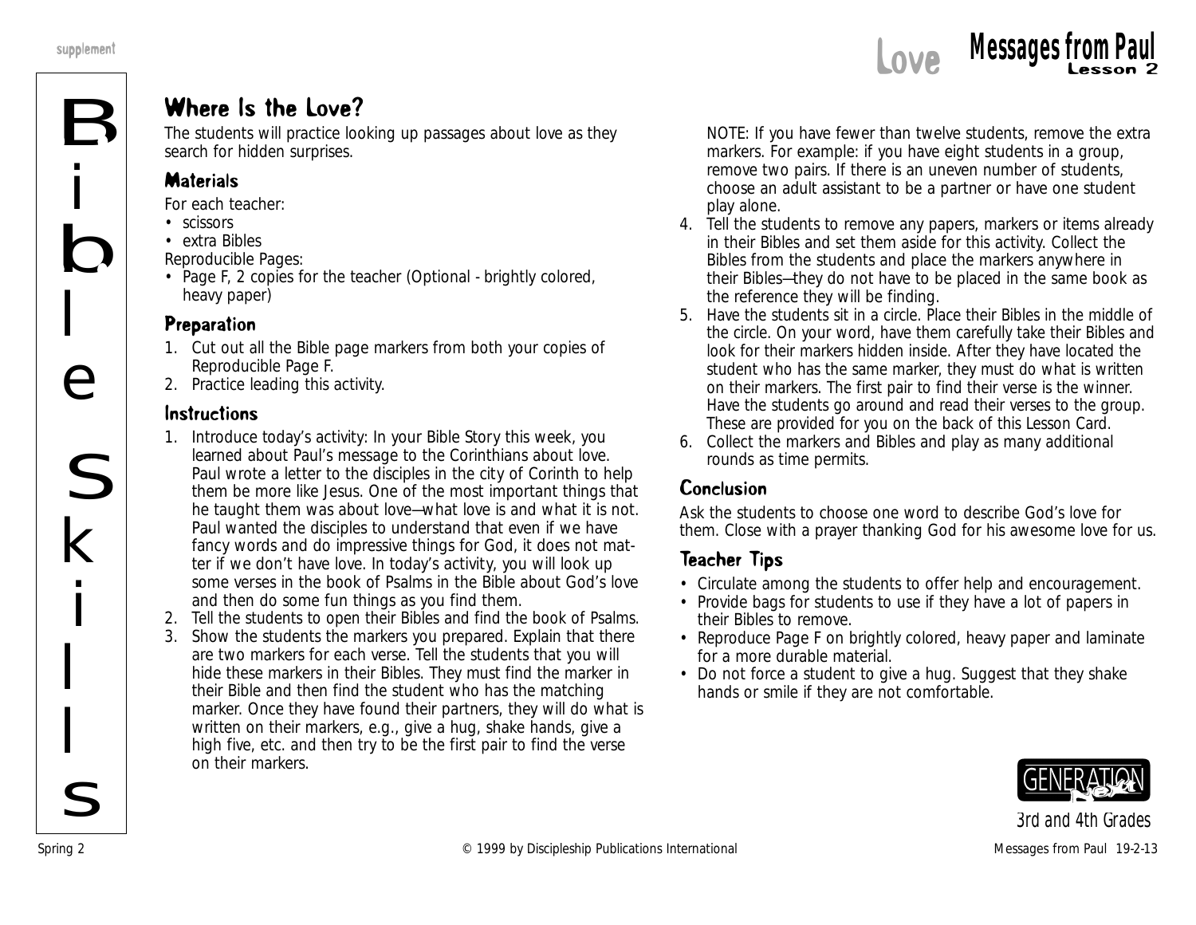## Where Is the Love?

The students will practice looking up passages about love as they search for hidden surprises.

### Materials

For each teacher:

- scissors
- extra Bibles

Reproducible Pages:

- Page F, 2 copies for the teacher (Optional - brightly colored, heavy paper)

### Preparation

1. Cut out all the Bible page markers from both your copies of Reproducible Page F.
2. Practice leading this activity.

### Instructions

1. Introduce today's activity: In your Bible Story this week, you learned about Paul's message to the Corinthians about love. Paul wrote a letter to the disciples in the city of Corinth to help them be more like Jesus. One of the most important things that he taught them was about love—what love is and what it is not. Paul wanted the disciples to understand that even if we have fancy words and do impressive things for God, it does not matter if we don't have love. In today's activity, you will look up some verses in the book of Psalms in the Bible about God's love and then do some fun things as you find them.
2. Tell the students to open their Bibles and find the book of Psalms.
3. Show the students the markers you prepared. Explain that there are two markers for each verse. Tell the students that you will hide these markers in their Bibles. They must find the marker in their Bible and then find the student who has the matching marker. Once they have found their partners, they will do what is written on their markers, e.g., give a hug, shake hands, give a high five, etc. and then try to be the first pair to find the verse on their markers.

   NOTE: If you have fewer than twelve students, remove the extra markers. For example: if you have eight students in a group, remove two pairs. If there is an uneven number of students, choose an adult assistant to be a partner or have one student play alone.
4. Tell the students to remove any papers, markers or items already in their Bibles and set them aside for this activity. Collect the Bibles from the students and place the markers anywhere in their Bibles—they do not have to be placed in the same book as the reference they will be finding.
5. Have the students sit in a circle. Place their Bibles in the middle of the circle. On your word, have them carefully take their Bibles and look for their markers hidden inside. After they have located the student who has the same marker, they must do what is written on their markers. The first pair to find their verse is the winner. Have the students go around and read their verses to the group. These are provided for you on the back of this Lesson Card.
6. Collect the markers and Bibles and play as many additional rounds as time permits.

### Conclusion

Ask the students to choose one word to describe God's love for them. Close with a prayer thanking God for his awesome love for us.

### Teacher Tips

- Circulate among the students to offer help and encouragement.
- Provide bags for students to use if they have a lot of papers in their Bibles to remove.
- Reproduce Page F on brightly colored, heavy paper and laminate for a more durable material.
- Do not force a student to give a hug. Suggest that they shake hands or smile if they are not comfortable.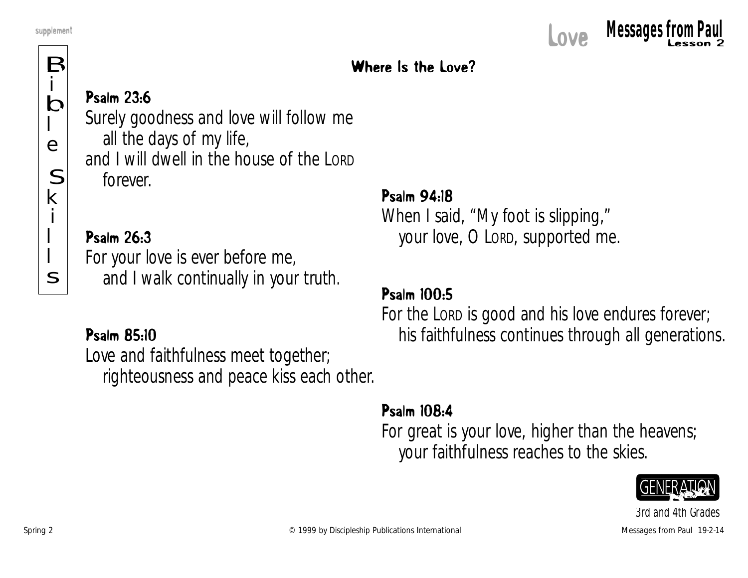## Where Is the Love?

**Psalm 23:6**
Surely goodness and love will follow me
all the days of my life,
and I will dwell in the house of the LORD
forever.

**Psalm 26:3**
For your love is ever before me,
and I walk continually in your truth.

**Psalm 85:10**
Love and faithfulness meet together;
righteousness and peace kiss each other.

**Psalm 94:18**
When I said, "My foot is slipping,"
your love, O LORD, supported me.

**Psalm 100:5**
For the LORD is good and his love endures forever;
his faithfulness continues through all generations.

**Psalm 108:4**
For great is your love, higher than the heavens;
your faithfulness reaches to the skies.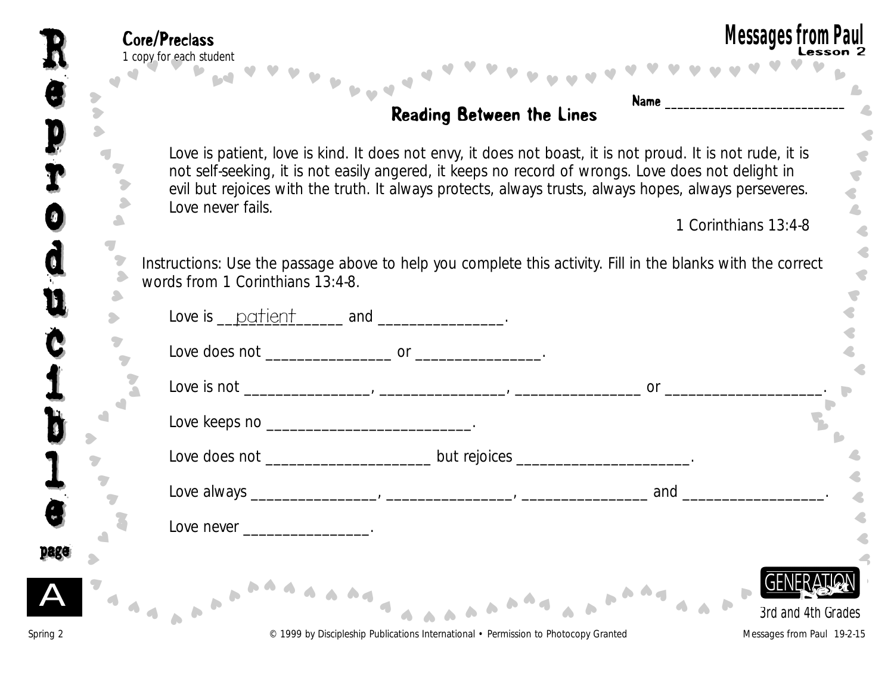**Core/Preclass**
*1 copy for each student*

**Messages from Paul**
**Lesson 2**

Name ____________________________

## Reading Between the Lines

Love is patient, love is kind. It does not envy, it does not boast, it is not proud. It is not rude, it is not self-seeking, it is not easily angered, it keeps no record of wrongs. Love does not delight in evil but rejoices with the truth. It always protects, always trusts, always hopes, always perseveres. Love never fails.

1 Corinthians 13:4-8

Instructions: Use the passage above to help you complete this activity. Fill in the blanks with the correct words from 1 Corinthians 13:4-8.

Love is __patient______ and ________________.

Love does not ________________ or ________________.

Love is not ________________, ________________, ________________ or ____________________.

Love keeps no __________________________.

Love does not _____________________ but rejoices ______________________.

Love always ________________, ________________, ________________ and __________________.

Love never ________________.

GENERATION Next
3rd and 4th Grades

Reproducible page A

© 1999 by Discipleship Publications International • Permission to Photocopy Granted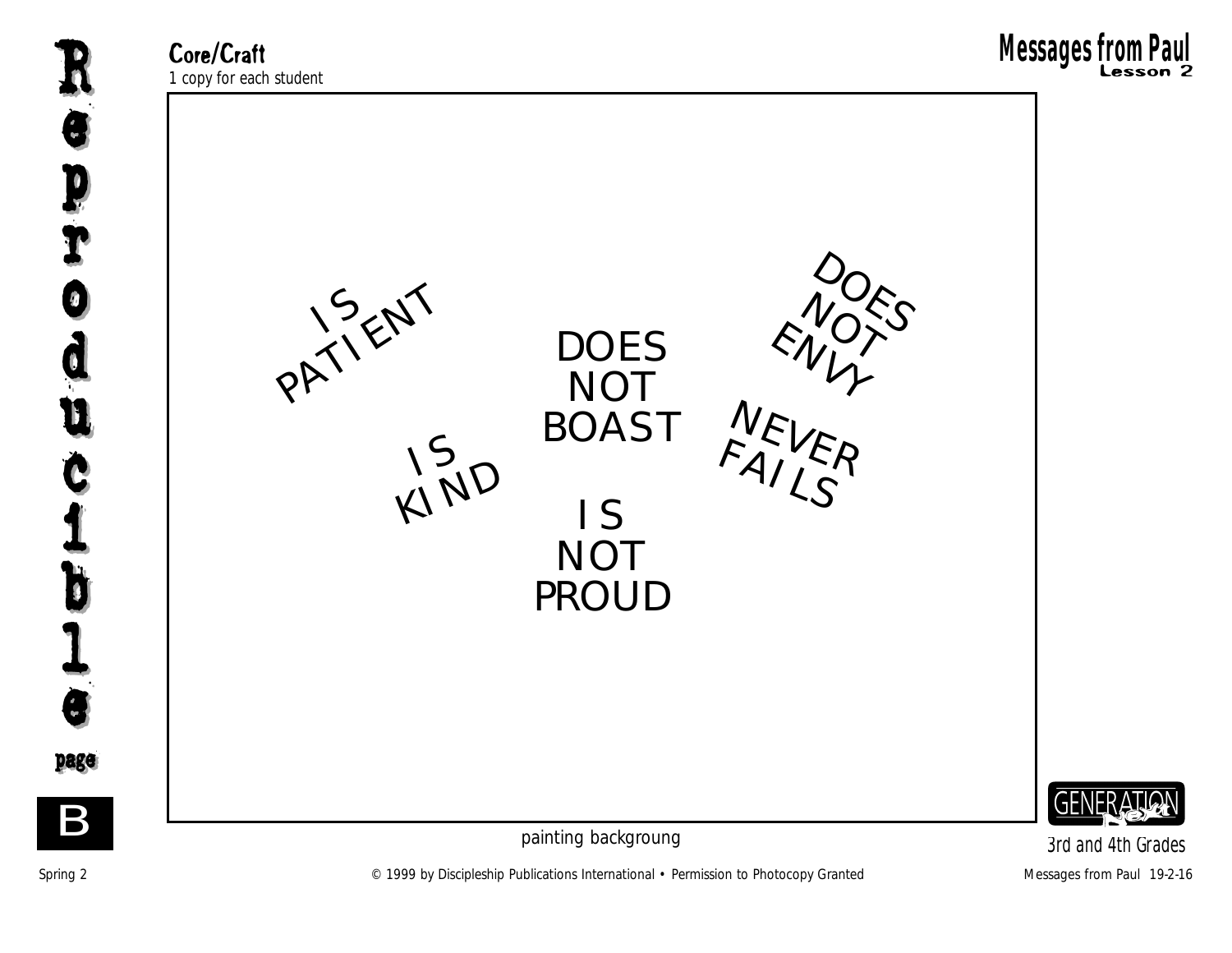**Core/Craft**
*1 copy for each student*

IS PATIENT

DOES NOT BOAST

DOES NOT ENVY

IS KIND

NEVER FAILS

IS NOT PROUD

painting backgroung

3rd and 4th Grades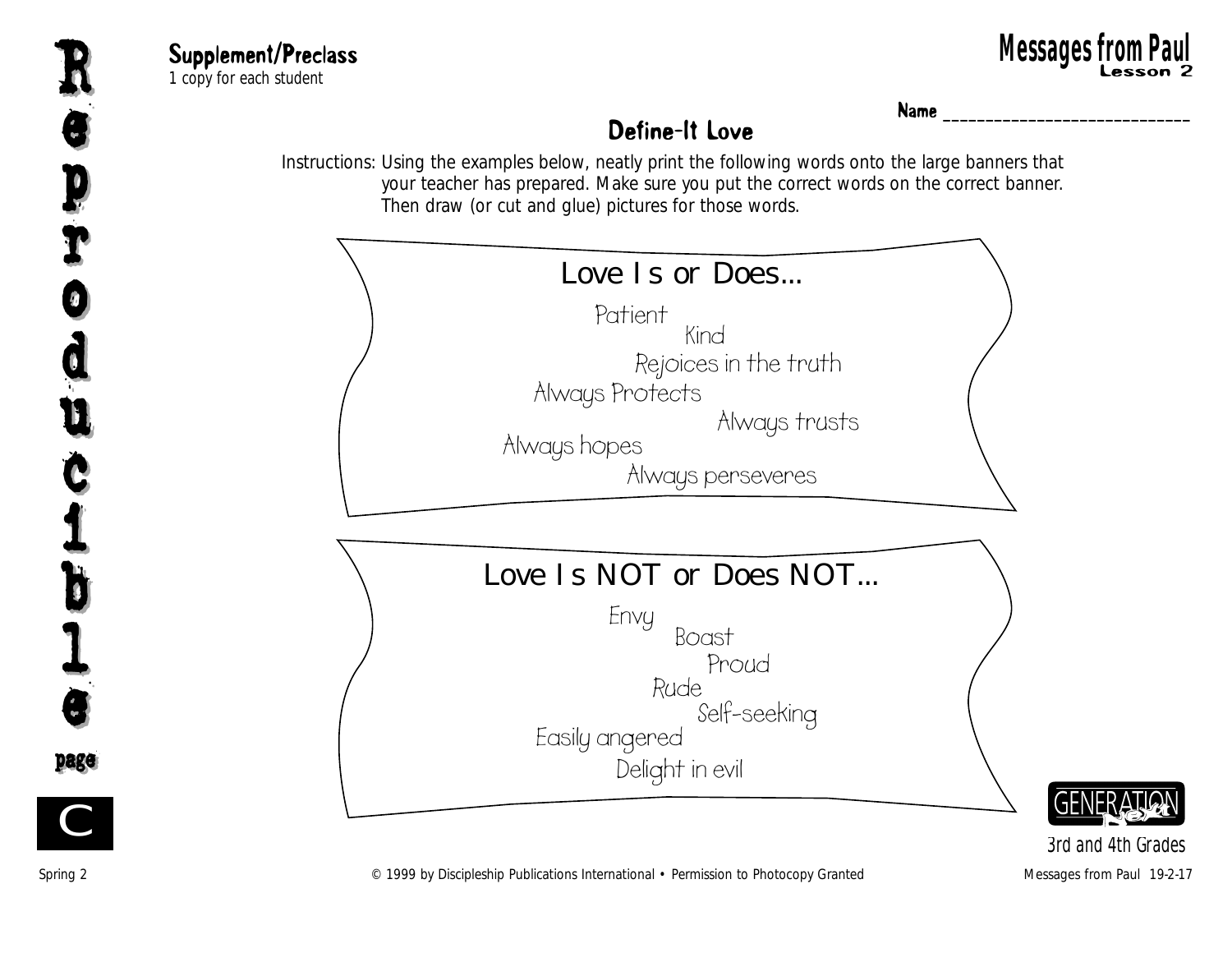**Supplement/Preclass**
*1 copy for each student*

# Messages from Paul
**Lesson 2**

**Name** _______________________________

## Define-It Love

Instructions: Using the examples below, neatly print the following words onto the large banners that your teacher has prepared. Make sure you put the correct words on the correct banner. Then draw (or cut and glue) pictures for those words.

### Love Is or Does…

Patient
Kind
Rejoices in the truth
Always Protects
Always trusts
Always hopes
Always perseveres

### Love Is NOT or Does NOT…

Envy
Boast
Proud
Rude
Self-seeking
Easily angered
Delight in evil

Reproducible page C

GENERATION Next
3rd and 4th Grades

© 1999 by Discipleship Publications International • Permission to Photocopy Granted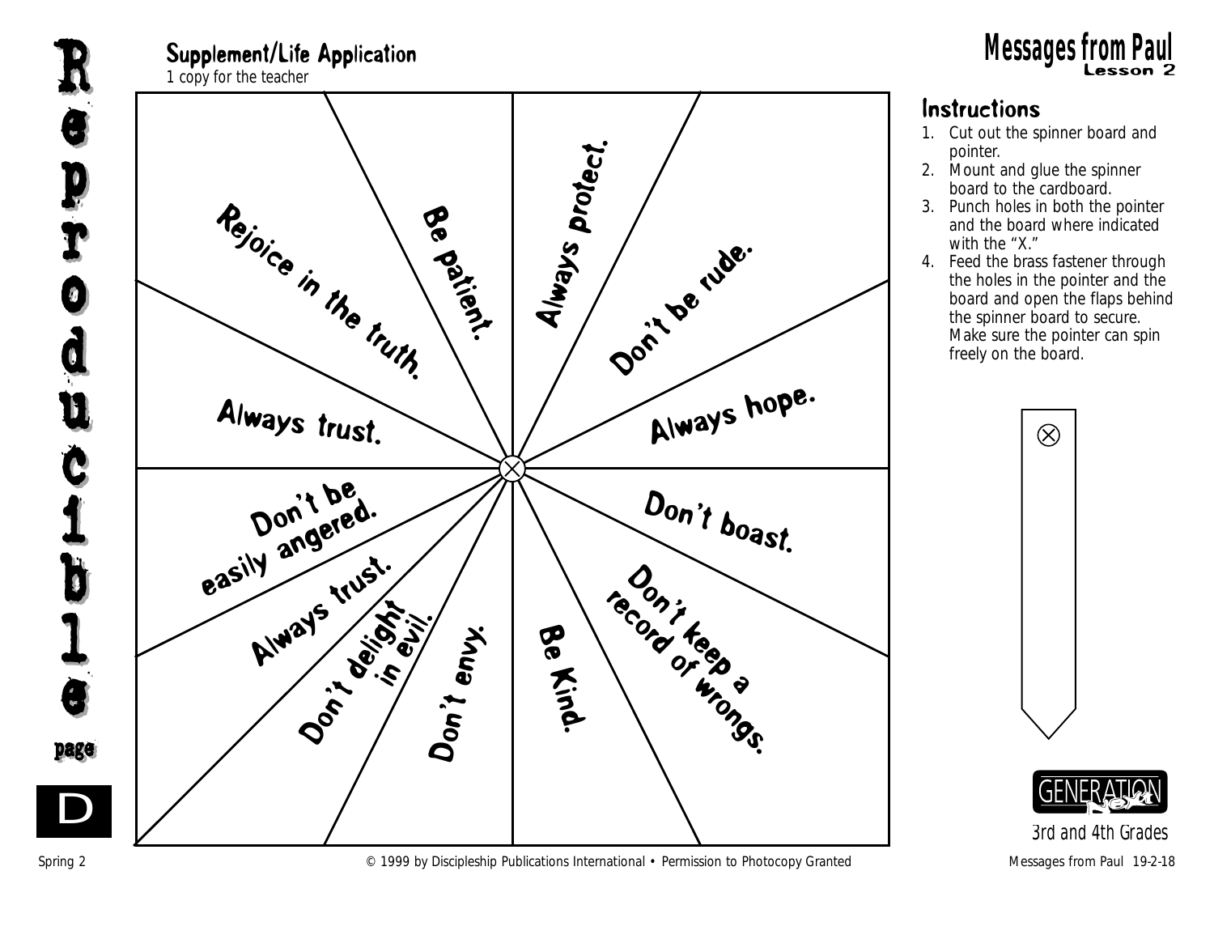## Supplement/Life Application

1 copy for the teacher

# Messages from Paul

Lesson 2

Rejoice in the truth.

Be patient.

Always protect.

Don't be rude.

Always trust.

Always hope.

Don't be easily angered.

Don't boast.

Always trust.

Don't delight in evil.

Don't envy.

Be Kind.

Don't keep a record of wrongs.

### Instructions

1. Cut out the spinner board and pointer.
2. Mount and glue the spinner board to the cardboard.
3. Punch holes in both the pointer and the board where indicated with the "X."
4. Feed the brass fastener through the holes in the pointer and the board and open the flaps behind the spinner board to secure. Make sure the pointer can spin freely on the board.

GENERATION Next

3rd and 4th Grades

Reproducible page D

© 1999 by Discipleship Publications International • Permission to Photocopy Granted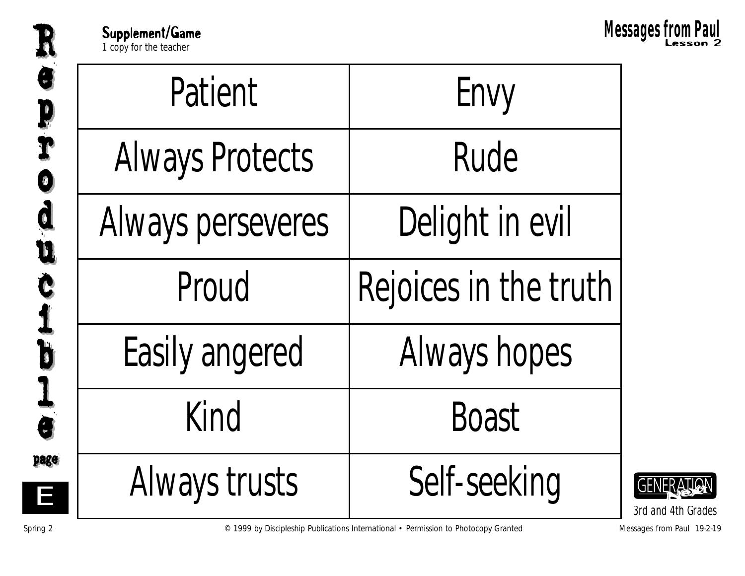**Supplement/Game**
*1 copy for the teacher*

| Patient | Envy |
|---|---|
| Always Protects | Rude |
| Always perseveres | Delight in evil |
| Proud | Rejoices in the truth |
| Easily angered | Always hopes |
| Kind | Boast |
| Always trusts | Self-seeking |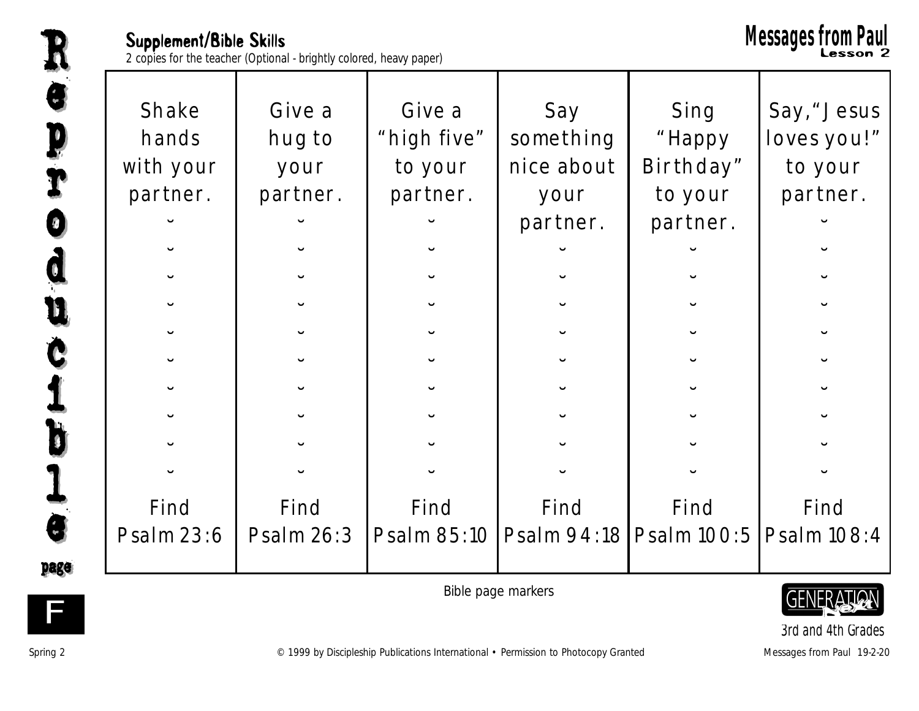## Supplement/Bible Skills

*2 copies for the teacher (Optional - brightly colored, heavy paper)*

**Messages from Paul**
**Lesson 2**

| | | | | | |
|---|---|---|---|---|---|
| Shake hands with your partner. | Give a hug to your partner. | Give a "high five" to your partner. | Say something nice about your partner. | Sing "Happy Birthday" to your partner. | Say, "Jesus loves you!" to your partner. |
| Find Psalm 23:6 | Find Psalm 26:3 | Find Psalm 85:10 | Find Psalm 94:18 | Find Psalm 100:5 | Find Psalm 108:4 |

Bible page markers

Reproducible page F

GENERATION next
3rd and 4th Grades

Spring 2 © 1999 by Discipleship Publications International • Permission to Photocopy Granted Messages from Paul 19-2-20